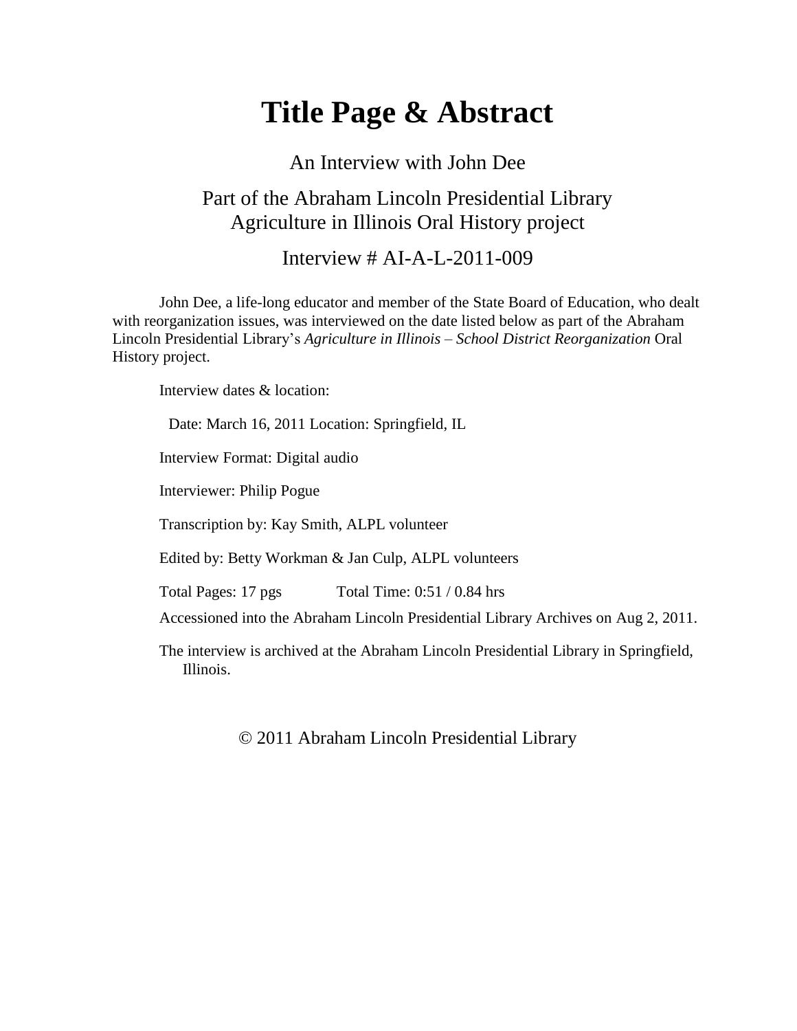# Title Page & Abstract

An Interview with John Dee

Part of the Abraham Lincoln Presidential Library
Agriculture in Illinois Oral History project

Interview # AI-A-L-2011-009

John Dee, a life-long educator and member of the State Board of Education, who dealt with reorganization issues, was interviewed on the date listed below as part of the Abraham Lincoln Presidential Library's *Agriculture in Illinois – School District Reorganization* Oral History project.

Interview dates & location:

Date: March 16, 2011 Location: Springfield, IL

Interview Format: Digital audio

Interviewer: Philip Pogue

Transcription by: Kay Smith, ALPL volunteer

Edited by: Betty Workman & Jan Culp, ALPL volunteers

Total Pages: 17 pgs    Total Time: 0:51 / 0.84 hrs

Accessioned into the Abraham Lincoln Presidential Library Archives on Aug 2, 2011.

The interview is archived at the Abraham Lincoln Presidential Library in Springfield, Illinois.

© 2011 Abraham Lincoln Presidential Library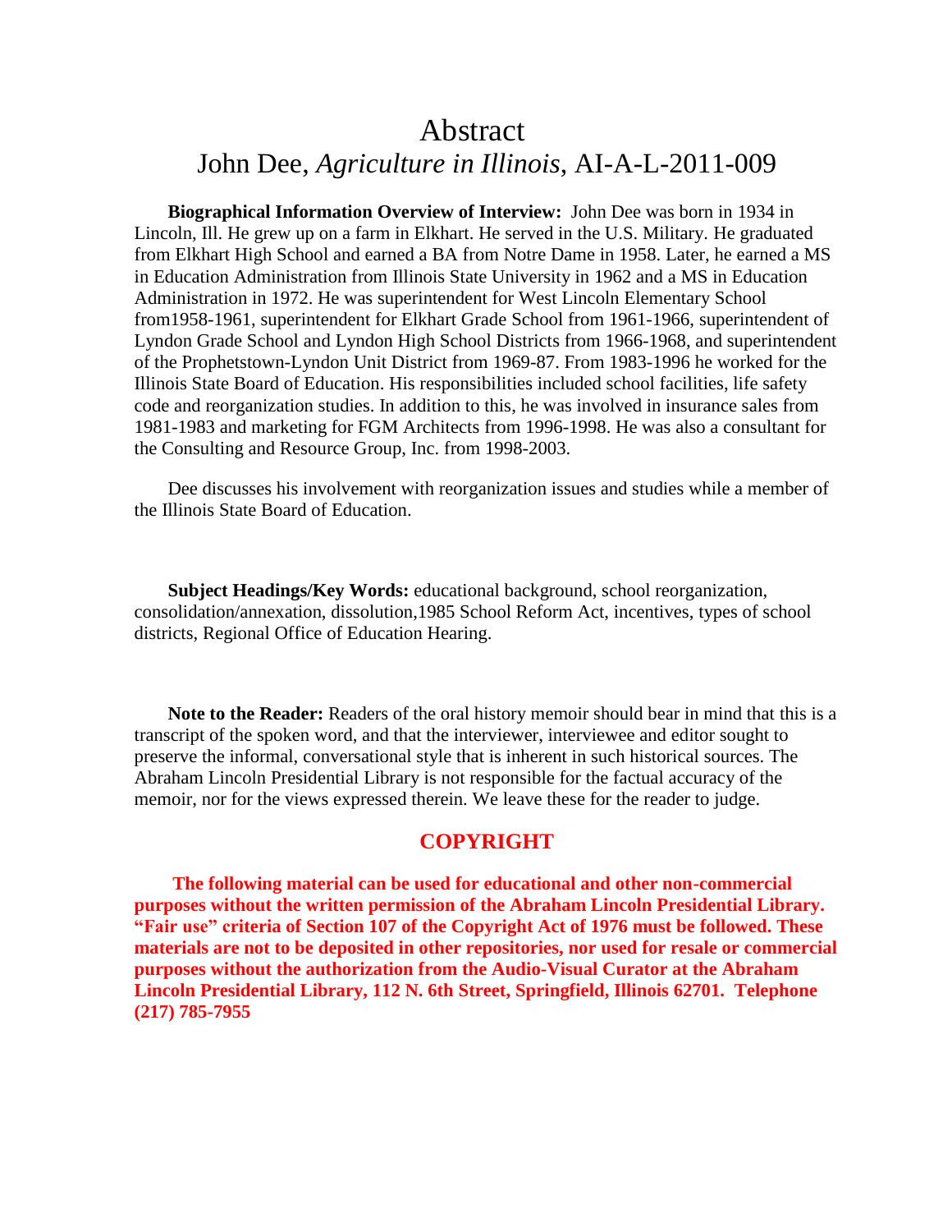# Abstract
## John Dee, *Agriculture in Illinois*, AI-A-L-2011-009

**Biographical Information Overview of Interview:** John Dee was born in 1934 in Lincoln, Ill. He grew up on a farm in Elkhart. He served in the U.S. Military. He graduated from Elkhart High School and earned a BA from Notre Dame in 1958. Later, he earned a MS in Education Administration from Illinois State University in 1962 and a MS in Education Administration in 1972. He was superintendent for West Lincoln Elementary School from1958-1961, superintendent for Elkhart Grade School from 1961-1966, superintendent of Lyndon Grade School and Lyndon High School Districts from 1966-1968, and superintendent of the Prophetstown-Lyndon Unit District from 1969-87. From 1983-1996 he worked for the Illinois State Board of Education. His responsibilities included school facilities, life safety code and reorganization studies. In addition to this, he was involved in insurance sales from 1981-1983 and marketing for FGM Architects from 1996-1998. He was also a consultant for the Consulting and Resource Group, Inc. from 1998-2003.

Dee discusses his involvement with reorganization issues and studies while a member of the Illinois State Board of Education.

**Subject Headings/Key Words:** educational background, school reorganization, consolidation/annexation, dissolution,1985 School Reform Act, incentives, types of school districts, Regional Office of Education Hearing.

**Note to the Reader:** Readers of the oral history memoir should bear in mind that this is a transcript of the spoken word, and that the interviewer, interviewee and editor sought to preserve the informal, conversational style that is inherent in such historical sources. The Abraham Lincoln Presidential Library is not responsible for the factual accuracy of the memoir, nor for the views expressed therein. We leave these for the reader to judge.

## COPYRIGHT

**The following material can be used for educational and other non-commercial purposes without the written permission of the Abraham Lincoln Presidential Library. "Fair use" criteria of Section 107 of the Copyright Act of 1976 must be followed. These materials are not to be deposited in other repositories, nor used for resale or commercial purposes without the authorization from the Audio-Visual Curator at the Abraham Lincoln Presidential Library, 112 N. 6th Street, Springfield, Illinois 62701. Telephone (217) 785-7955**